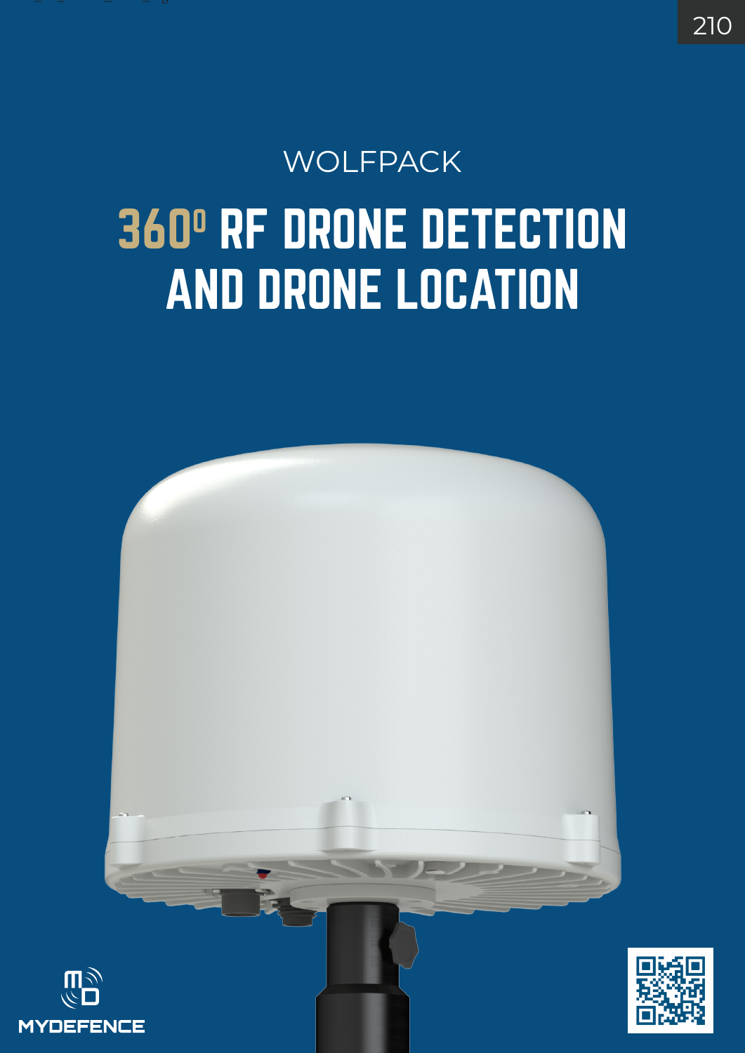WOLFPACK

# 360⁰ RF DRONE DETECTION AND DRONE LOCATION

MYDEFENCE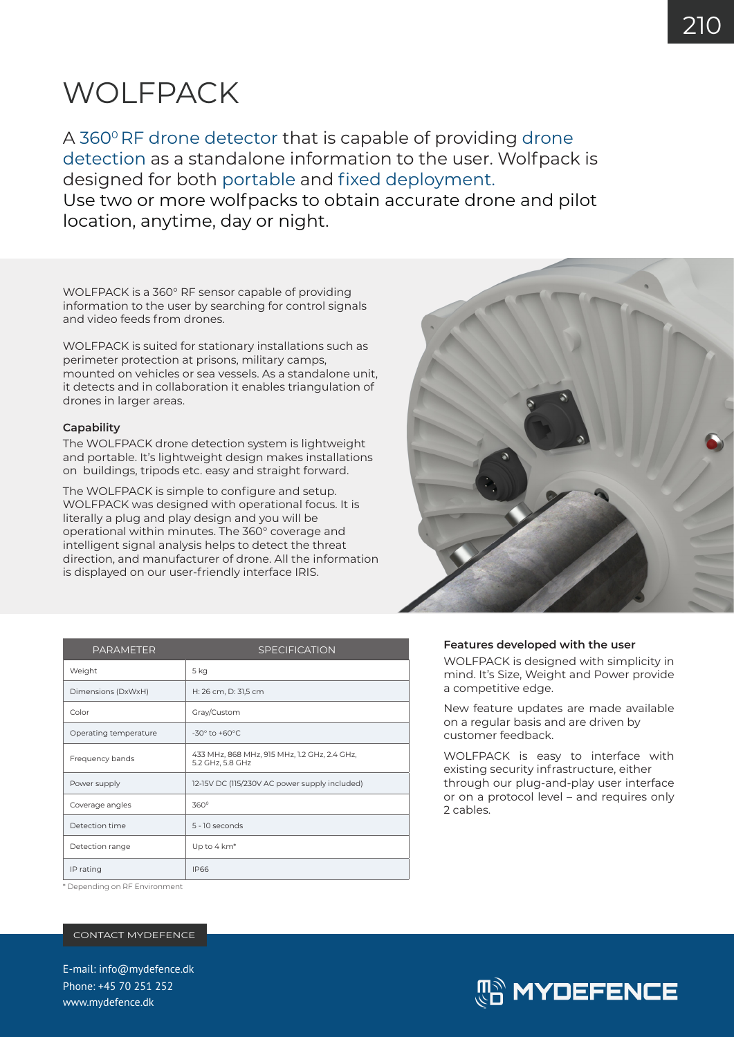# WOLFPACK

A 360° RF drone detector that is capable of providing drone detection as a standalone information to the user. Wolfpack is designed for both portable and fixed deployment.
Use two or more wolfpacks to obtain accurate drone and pilot location, anytime, day or night.

WOLFPACK is a 360° RF sensor capable of providing information to the user by searching for control signals and video feeds from drones.

WOLFPACK is suited for stationary installations such as perimeter protection at prisons, military camps, mounted on vehicles or sea vessels. As a standalone unit, it detects and in collaboration it enables triangulation of drones in larger areas.

### Capability

The WOLFPACK drone detection system is lightweight and portable. It's lightweight design makes installations on buildings, tripods etc. easy and straight forward.

The WOLFPACK is simple to configure and setup. WOLFPACK was designed with operational focus. It is literally a plug and play design and you will be operational within minutes. The 360° coverage and intelligent signal analysis helps to detect the threat direction, and manufacturer of drone. All the information is displayed on our user-friendly interface IRIS.

| PARAMETER | SPECIFICATION |
|---|---|
| Weight | 5 kg |
| Dimensions (DxWxH) | H: 26 cm, D: 31,5 cm |
| Color | Gray/Custom |
| Operating temperature | -30° to +60°C |
| Frequency bands | 433 MHz, 868 MHz, 915 MHz, 1.2 GHz, 2.4 GHz, 5.2 GHz, 5.8 GHz |
| Power supply | 12-15V DC (115/230V AC power supply included) |
| Coverage angles | 360° |
| Detection time | 5 - 10 seconds |
| Detection range | Up to 4 km* |
| IP rating | IP66 |

\* Depending on RF Environment

### Features developed with the user

WOLFPACK is designed with simplicity in mind. It's Size, Weight and Power provide a competitive edge.

New feature updates are made available on a regular basis and are driven by customer feedback.

WOLFPACK is easy to interface with existing security infrastructure, either through our plug-and-play user interface or on a protocol level – and requires only 2 cables.

CONTACT MYDEFENCE

E-mail: info@mydefence.dk
Phone: +45 70 251 252
www.mydefence.dk

MYDEFENCE